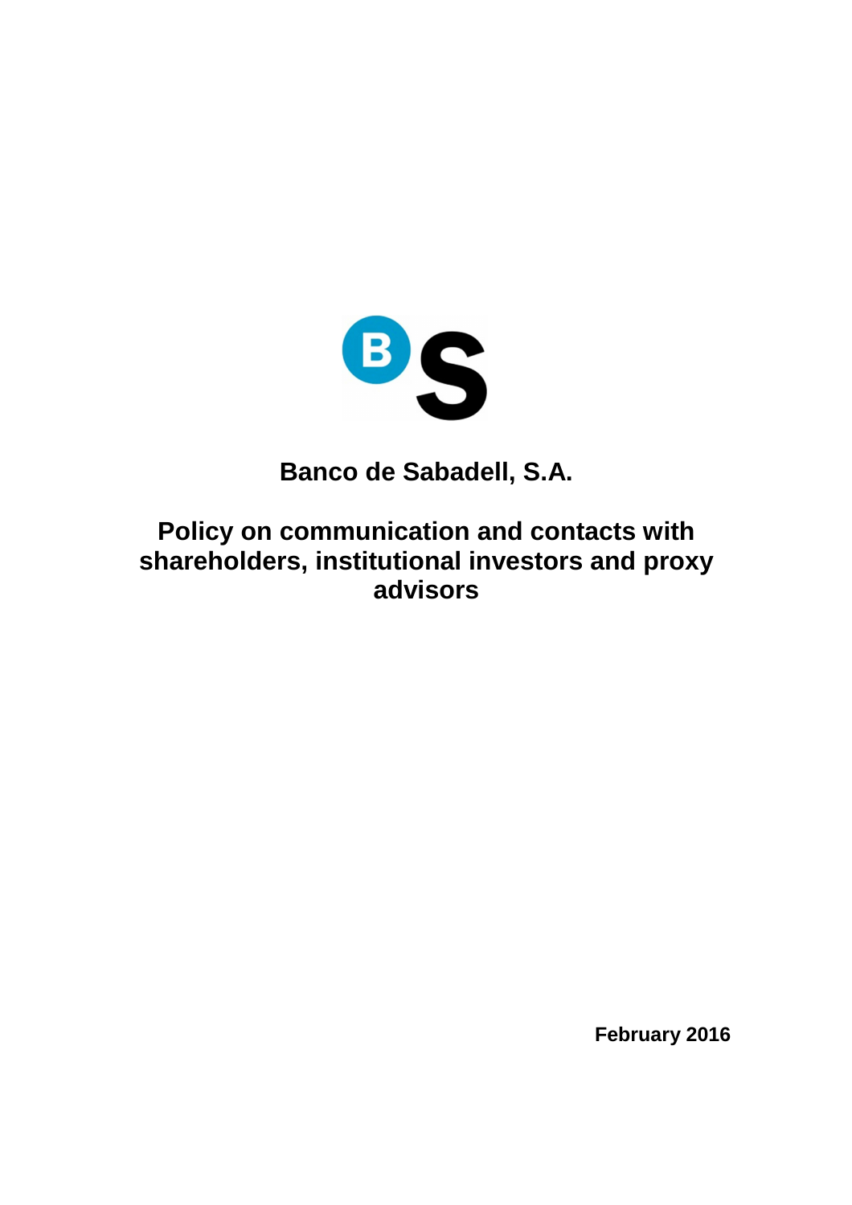# Banco de Sabadell, S.A.

# Policy on communication and contacts with shareholders, institutional investors and proxy advisors

**February 2016**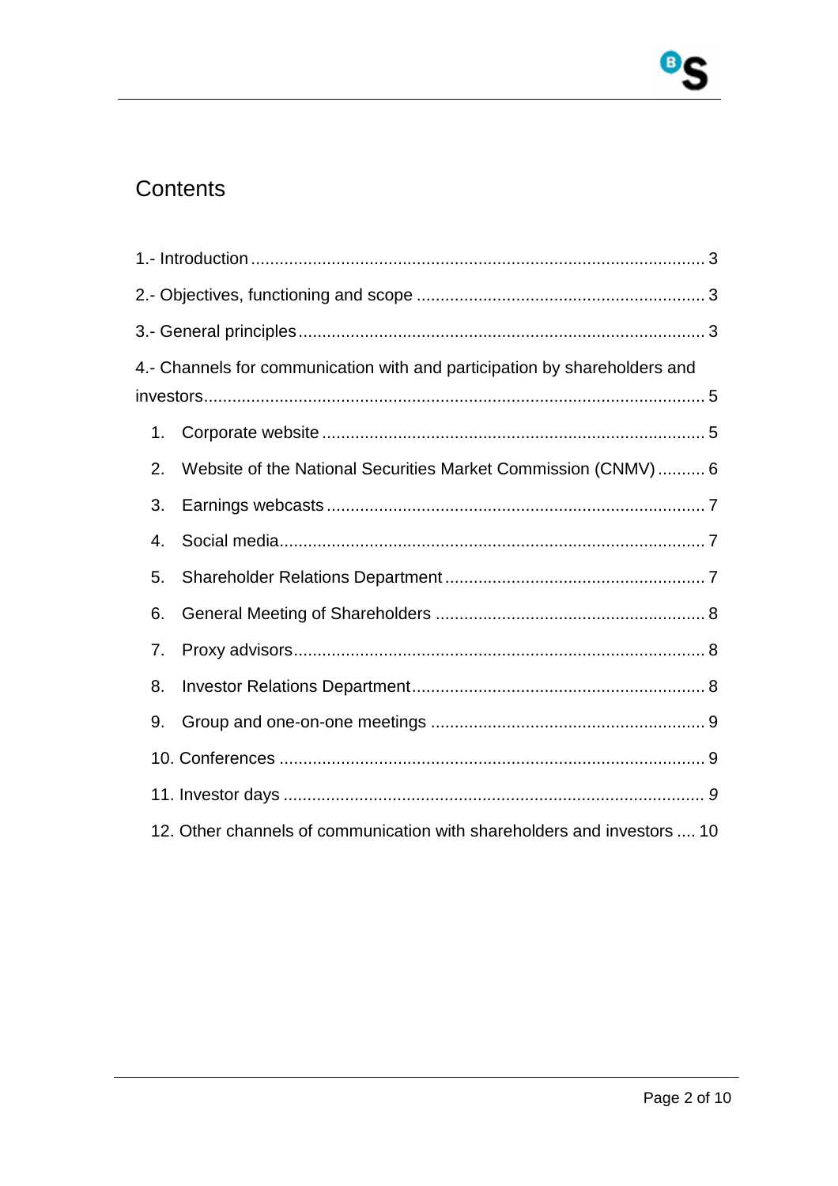# Contents

1.- Introduction ............................................................................................... 3

2.- Objectives, functioning and scope ............................................................ 3

3.- General principles..................................................................................... 3

4.- Channels for communication with and participation by shareholders and investors........................................................................................................ 5

1. Corporate website ................................................................................ 5
2. Website of the National Securities Market Commission (CNMV) .......... 6
3. Earnings webcasts ............................................................................... 7
4. Social media......................................................................................... 7
5. Shareholder Relations Department ...................................................... 7
6. General Meeting of Shareholders ........................................................ 8
7. Proxy advisors...................................................................................... 8
8. Investor Relations Department............................................................. 8
9. Group and one-on-one meetings ......................................................... 9
10. Conferences ......................................................................................... 9
11. Investor days ........................................................................................ *9*
12. Other channels of communication with shareholders and investors .... 10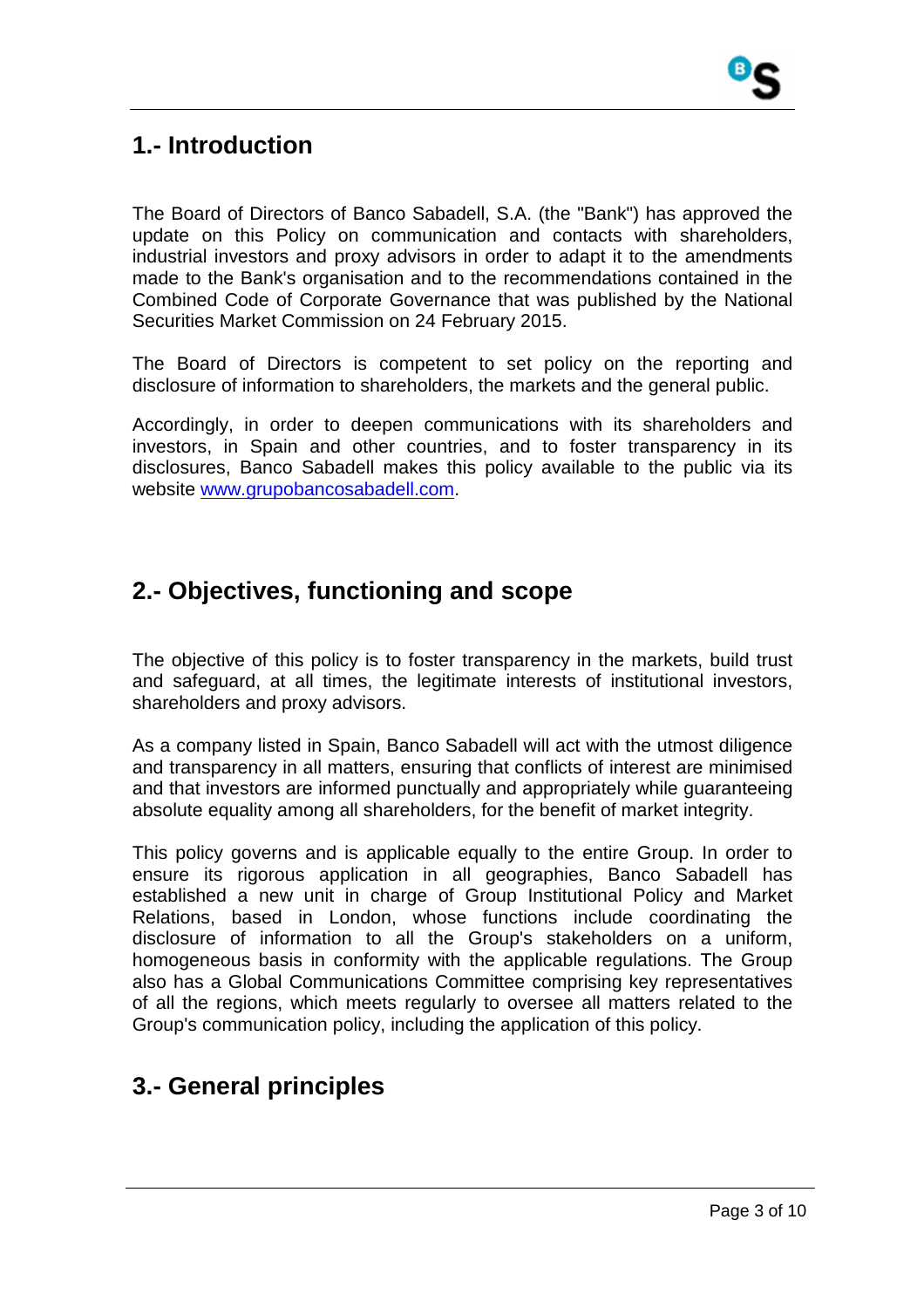## 1.- Introduction

The Board of Directors of Banco Sabadell, S.A. (the "Bank") has approved the update on this Policy on communication and contacts with shareholders, industrial investors and proxy advisors in order to adapt it to the amendments made to the Bank's organisation and to the recommendations contained in the Combined Code of Corporate Governance that was published by the National Securities Market Commission on 24 February 2015.

The Board of Directors is competent to set policy on the reporting and disclosure of information to shareholders, the markets and the general public.

Accordingly, in order to deepen communications with its shareholders and investors, in Spain and other countries, and to foster transparency in its disclosures, Banco Sabadell makes this policy available to the public via its website www.grupobancosabadell.com.

## 2.- Objectives, functioning and scope

The objective of this policy is to foster transparency in the markets, build trust and safeguard, at all times, the legitimate interests of institutional investors, shareholders and proxy advisors.

As a company listed in Spain, Banco Sabadell will act with the utmost diligence and transparency in all matters, ensuring that conflicts of interest are minimised and that investors are informed punctually and appropriately while guaranteeing absolute equality among all shareholders, for the benefit of market integrity.

This policy governs and is applicable equally to the entire Group. In order to ensure its rigorous application in all geographies, Banco Sabadell has established a new unit in charge of Group Institutional Policy and Market Relations, based in London, whose functions include coordinating the disclosure of information to all the Group's stakeholders on a uniform, homogeneous basis in conformity with the applicable regulations. The Group also has a Global Communications Committee comprising key representatives of all the regions, which meets regularly to oversee all matters related to the Group's communication policy, including the application of this policy.

## 3.- General principles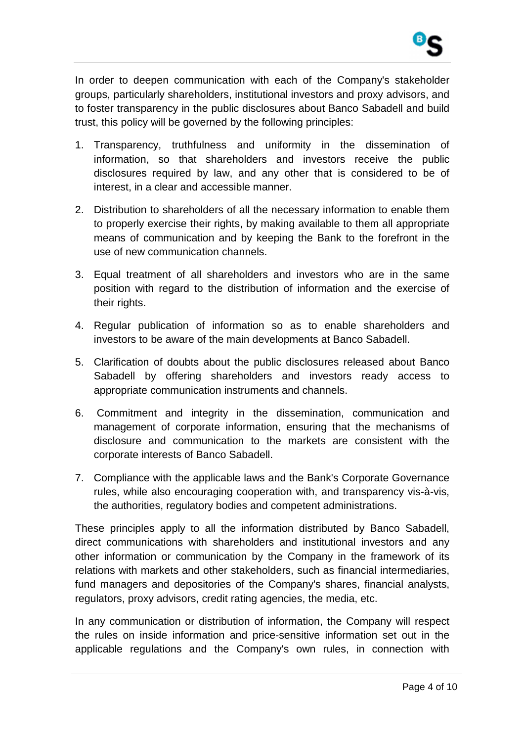In order to deepen communication with each of the Company's stakeholder groups, particularly shareholders, institutional investors and proxy advisors, and to foster transparency in the public disclosures about Banco Sabadell and build trust, this policy will be governed by the following principles:

1. Transparency, truthfulness and uniformity in the dissemination of information, so that shareholders and investors receive the public disclosures required by law, and any other that is considered to be of interest, in a clear and accessible manner.
2. Distribution to shareholders of all the necessary information to enable them to properly exercise their rights, by making available to them all appropriate means of communication and by keeping the Bank to the forefront in the use of new communication channels.
3. Equal treatment of all shareholders and investors who are in the same position with regard to the distribution of information and the exercise of their rights.
4. Regular publication of information so as to enable shareholders and investors to be aware of the main developments at Banco Sabadell.
5. Clarification of doubts about the public disclosures released about Banco Sabadell by offering shareholders and investors ready access to appropriate communication instruments and channels.
6. Commitment and integrity in the dissemination, communication and management of corporate information, ensuring that the mechanisms of disclosure and communication to the markets are consistent with the corporate interests of Banco Sabadell.
7. Compliance with the applicable laws and the Bank's Corporate Governance rules, while also encouraging cooperation with, and transparency vis-à-vis, the authorities, regulatory bodies and competent administrations.

These principles apply to all the information distributed by Banco Sabadell, direct communications with shareholders and institutional investors and any other information or communication by the Company in the framework of its relations with markets and other stakeholders, such as financial intermediaries, fund managers and depositories of the Company's shares, financial analysts, regulators, proxy advisors, credit rating agencies, the media, etc.

In any communication or distribution of information, the Company will respect the rules on inside information and price-sensitive information set out in the applicable regulations and the Company's own rules, in connection with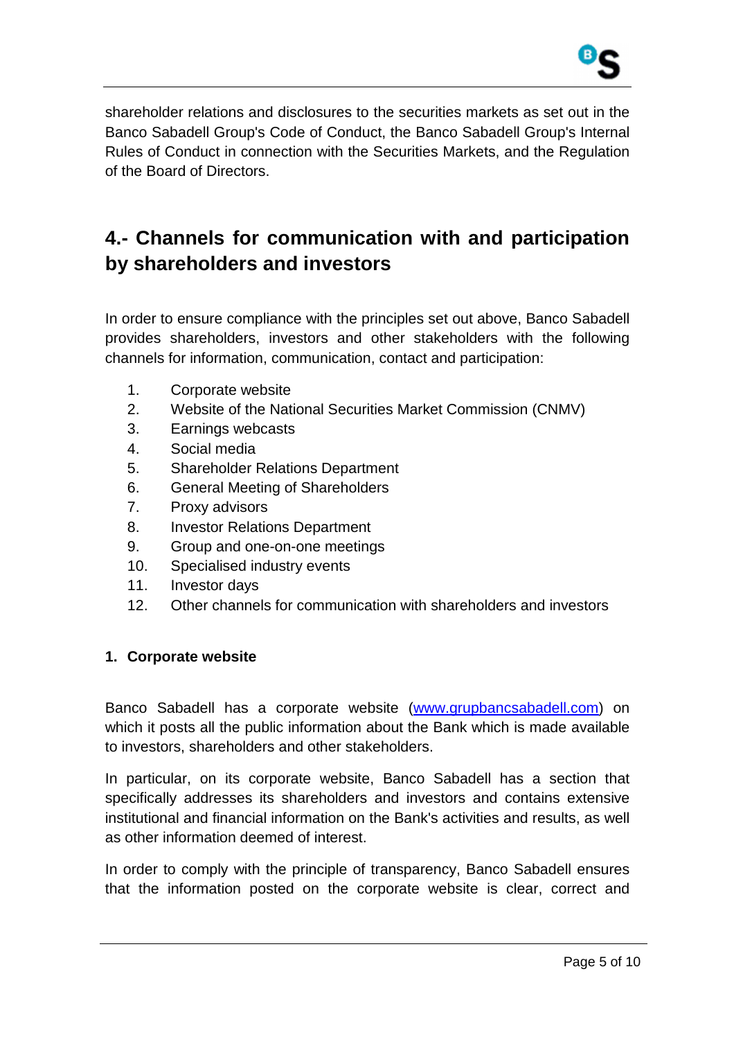shareholder relations and disclosures to the securities markets as set out in the Banco Sabadell Group's Code of Conduct, the Banco Sabadell Group's Internal Rules of Conduct in connection with the Securities Markets, and the Regulation of the Board of Directors.

## 4.- Channels for communication with and participation by shareholders and investors

In order to ensure compliance with the principles set out above, Banco Sabadell provides shareholders, investors and other stakeholders with the following channels for information, communication, contact and participation:

1. Corporate website
2. Website of the National Securities Market Commission (CNMV)
3. Earnings webcasts
4. Social media
5. Shareholder Relations Department
6. General Meeting of Shareholders
7. Proxy advisors
8. Investor Relations Department
9. Group and one-on-one meetings
10. Specialised industry events
11. Investor days
12. Other channels for communication with shareholders and investors

### 1. Corporate website

Banco Sabadell has a corporate website (www.grupbancsabadell.com) on which it posts all the public information about the Bank which is made available to investors, shareholders and other stakeholders.

In particular, on its corporate website, Banco Sabadell has a section that specifically addresses its shareholders and investors and contains extensive institutional and financial information on the Bank's activities and results, as well as other information deemed of interest.

In order to comply with the principle of transparency, Banco Sabadell ensures that the information posted on the corporate website is clear, correct and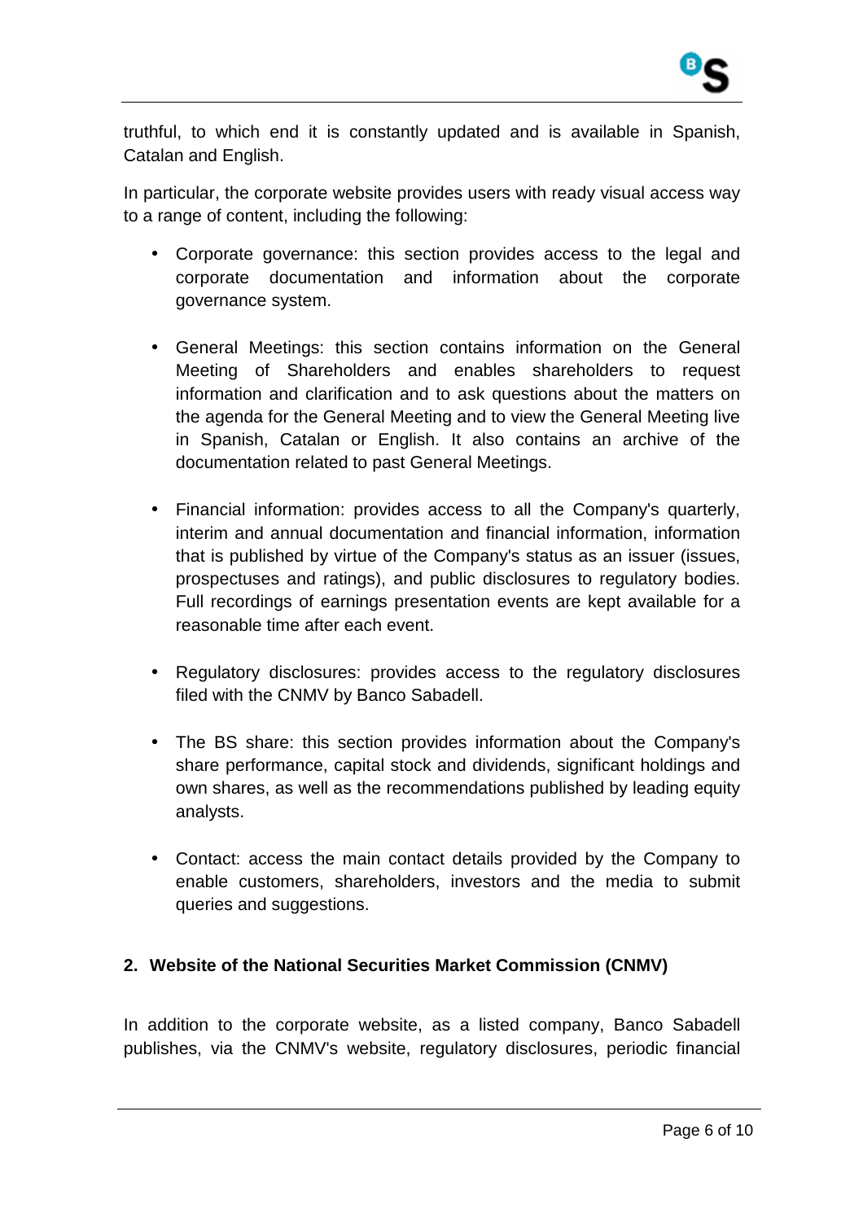truthful, to which end it is constantly updated and is available in Spanish, Catalan and English.

In particular, the corporate website provides users with ready visual access way to a range of content, including the following:

- Corporate governance: this section provides access to the legal and corporate documentation and information about the corporate governance system.

- General Meetings: this section contains information on the General Meeting of Shareholders and enables shareholders to request information and clarification and to ask questions about the matters on the agenda for the General Meeting and to view the General Meeting live in Spanish, Catalan or English. It also contains an archive of the documentation related to past General Meetings.

- Financial information: provides access to all the Company's quarterly, interim and annual documentation and financial information, information that is published by virtue of the Company's status as an issuer (issues, prospectuses and ratings), and public disclosures to regulatory bodies. Full recordings of earnings presentation events are kept available for a reasonable time after each event.

- Regulatory disclosures: provides access to the regulatory disclosures filed with the CNMV by Banco Sabadell.

- The BS share: this section provides information about the Company's share performance, capital stock and dividends, significant holdings and own shares, as well as the recommendations published by leading equity analysts.

- Contact: access the main contact details provided by the Company to enable customers, shareholders, investors and the media to submit queries and suggestions.

## 2. Website of the National Securities Market Commission (CNMV)

In addition to the corporate website, as a listed company, Banco Sabadell publishes, via the CNMV's website, regulatory disclosures, periodic financial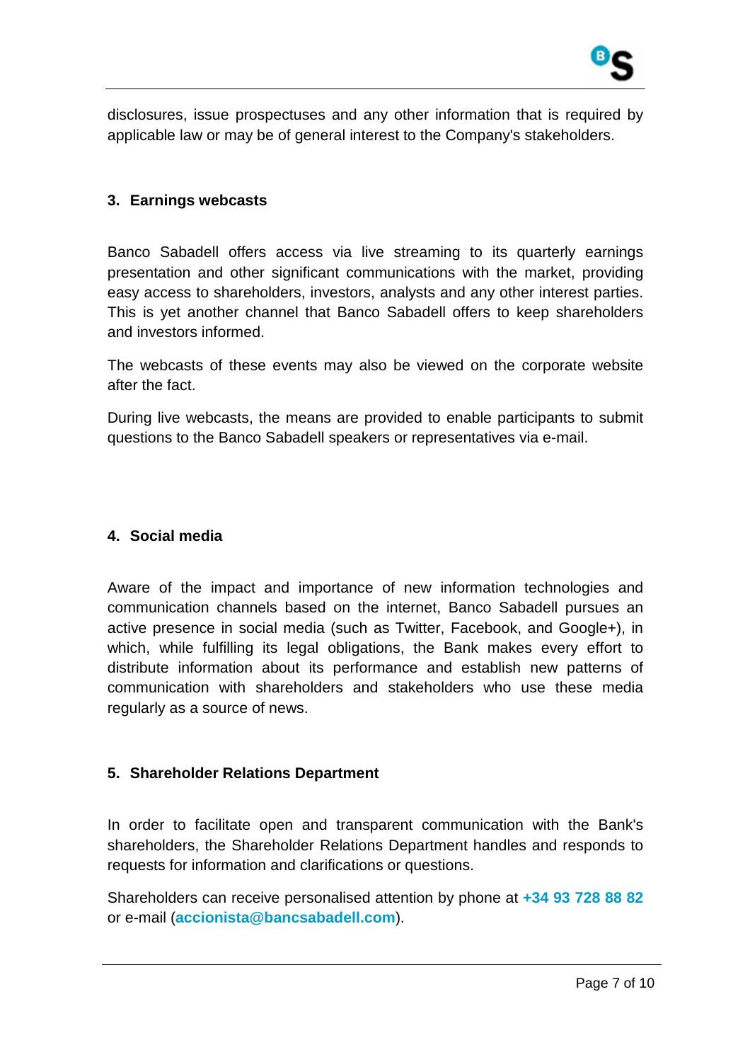disclosures, issue prospectuses and any other information that is required by applicable law or may be of general interest to the Company's stakeholders.

## 3. Earnings webcasts

Banco Sabadell offers access via live streaming to its quarterly earnings presentation and other significant communications with the market, providing easy access to shareholders, investors, analysts and any other interest parties. This is yet another channel that Banco Sabadell offers to keep shareholders and investors informed.

The webcasts of these events may also be viewed on the corporate website after the fact.

During live webcasts, the means are provided to enable participants to submit questions to the Banco Sabadell speakers or representatives via e-mail.

## 4. Social media

Aware of the impact and importance of new information technologies and communication channels based on the internet, Banco Sabadell pursues an active presence in social media (such as Twitter, Facebook, and Google+), in which, while fulfilling its legal obligations, the Bank makes every effort to distribute information about its performance and establish new patterns of communication with shareholders and stakeholders who use these media regularly as a source of news.

## 5. Shareholder Relations Department

In order to facilitate open and transparent communication with the Bank's shareholders, the Shareholder Relations Department handles and responds to requests for information and clarifications or questions.

Shareholders can receive personalised attention by phone at **+34 93 728 88 82** or e-mail (**accionista@bancsabadell.com**).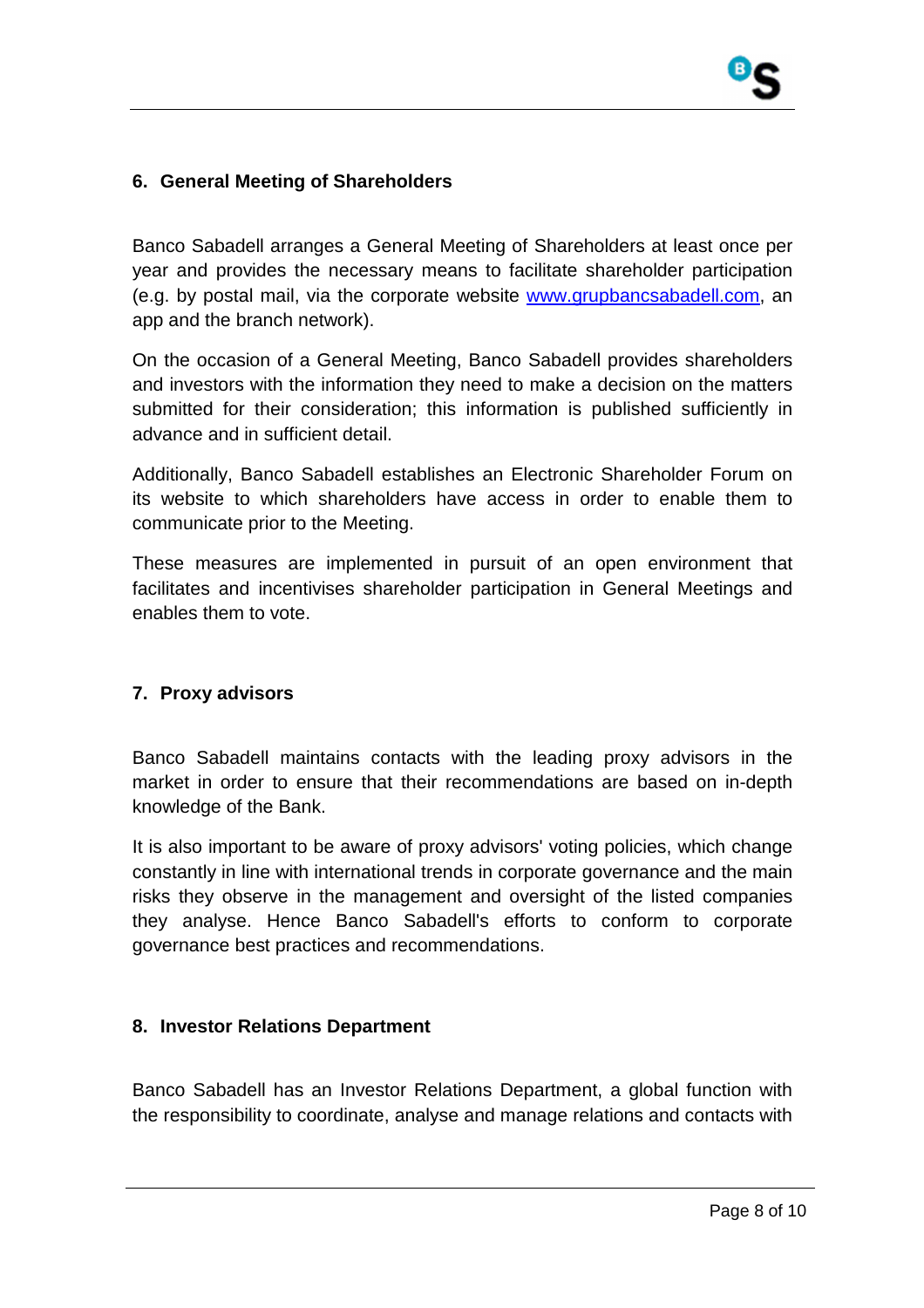## 6. General Meeting of Shareholders

Banco Sabadell arranges a General Meeting of Shareholders at least once per year and provides the necessary means to facilitate shareholder participation (e.g. by postal mail, via the corporate website [www.grupbancsabadell.com](http://www.grupbancsabadell.com), an app and the branch network).

On the occasion of a General Meeting, Banco Sabadell provides shareholders and investors with the information they need to make a decision on the matters submitted for their consideration; this information is published sufficiently in advance and in sufficient detail.

Additionally, Banco Sabadell establishes an Electronic Shareholder Forum on its website to which shareholders have access in order to enable them to communicate prior to the Meeting.

These measures are implemented in pursuit of an open environment that facilitates and incentivises shareholder participation in General Meetings and enables them to vote.

## 7. Proxy advisors

Banco Sabadell maintains contacts with the leading proxy advisors in the market in order to ensure that their recommendations are based on in-depth knowledge of the Bank.

It is also important to be aware of proxy advisors' voting policies, which change constantly in line with international trends in corporate governance and the main risks they observe in the management and oversight of the listed companies they analyse. Hence Banco Sabadell's efforts to conform to corporate governance best practices and recommendations.

## 8. Investor Relations Department

Banco Sabadell has an Investor Relations Department, a global function with the responsibility to coordinate, analyse and manage relations and contacts with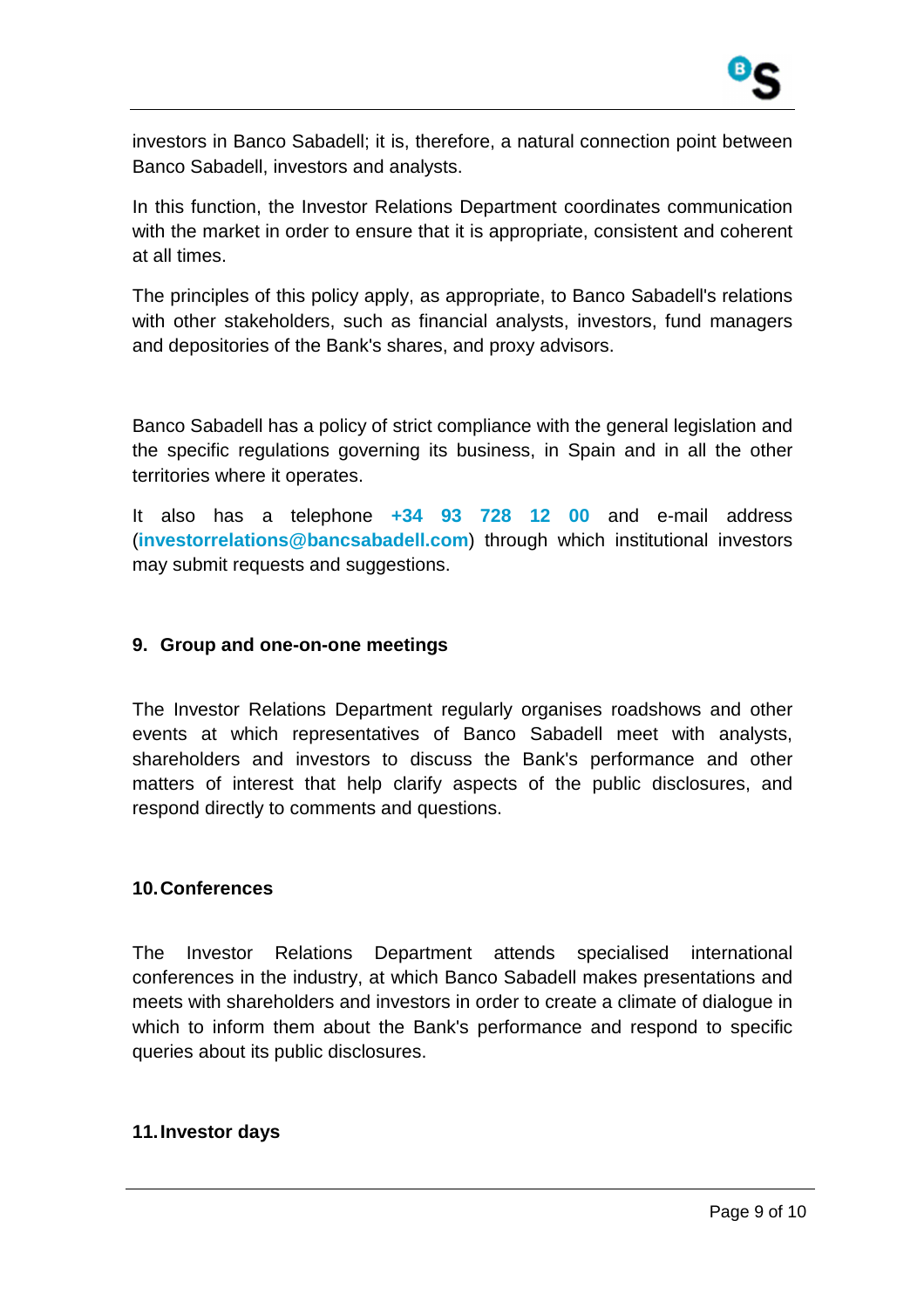investors in Banco Sabadell; it is, therefore, a natural connection point between Banco Sabadell, investors and analysts.

In this function, the Investor Relations Department coordinates communication with the market in order to ensure that it is appropriate, consistent and coherent at all times.

The principles of this policy apply, as appropriate, to Banco Sabadell's relations with other stakeholders, such as financial analysts, investors, fund managers and depositories of the Bank's shares, and proxy advisors.

Banco Sabadell has a policy of strict compliance with the general legislation and the specific regulations governing its business, in Spain and in all the other territories where it operates.

It also has a telephone **+34 93 728 12 00** and e-mail address (**investorrelations@bancsabadell.com**) through which institutional investors may submit requests and suggestions.

## 9. Group and one-on-one meetings

The Investor Relations Department regularly organises roadshows and other events at which representatives of Banco Sabadell meet with analysts, shareholders and investors to discuss the Bank's performance and other matters of interest that help clarify aspects of the public disclosures, and respond directly to comments and questions.

## 10. Conferences

The Investor Relations Department attends specialised international conferences in the industry, at which Banco Sabadell makes presentations and meets with shareholders and investors in order to create a climate of dialogue in which to inform them about the Bank's performance and respond to specific queries about its public disclosures.

## 11. Investor days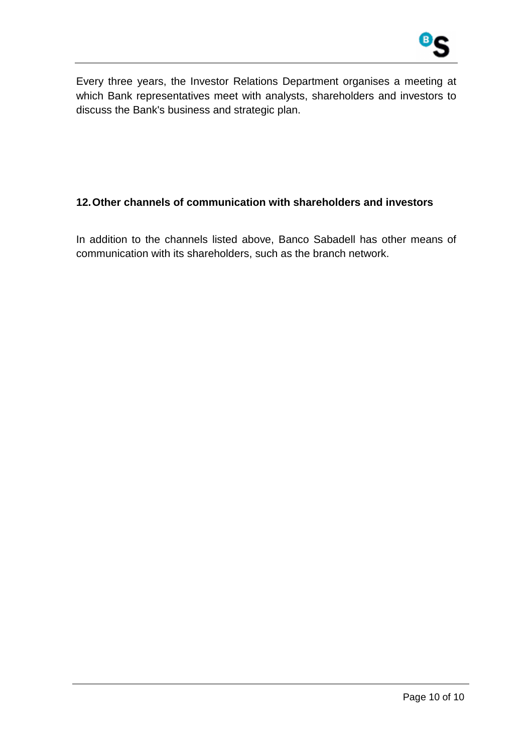Every three years, the Investor Relations Department organises a meeting at which Bank representatives meet with analysts, shareholders and investors to discuss the Bank's business and strategic plan.

## 12. Other channels of communication with shareholders and investors

In addition to the channels listed above, Banco Sabadell has other means of communication with its shareholders, such as the branch network.